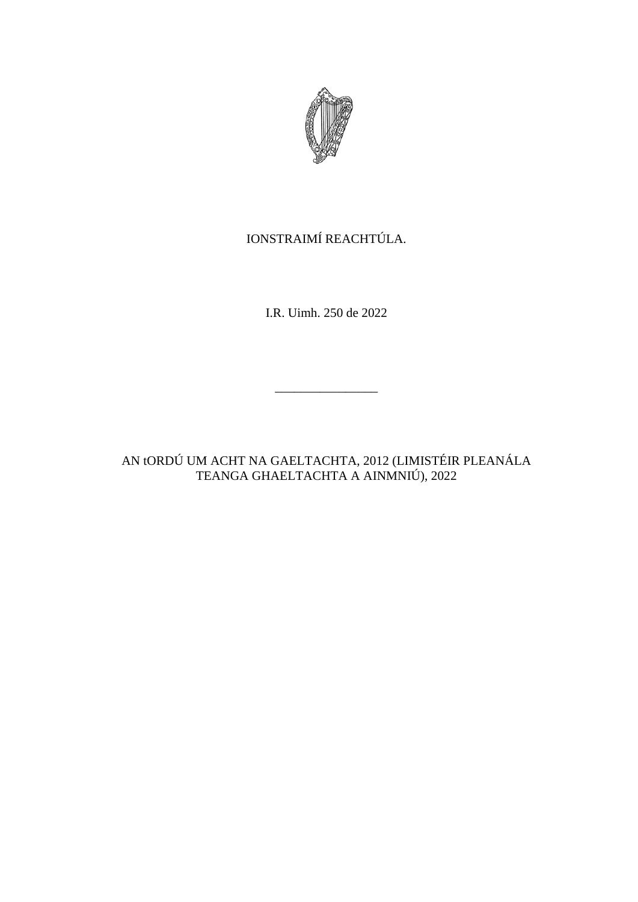IONSTRAIMÍ REACHTÚLA.

I.R. Uimh. 250 de 2022

________________

# AN tORDÚ UM ACHT NA GAELTACHTA, 2012 (LIMISTÉIR PLEANÁLA TEANGA GHAELTACHTA A AINMNIÚ), 2022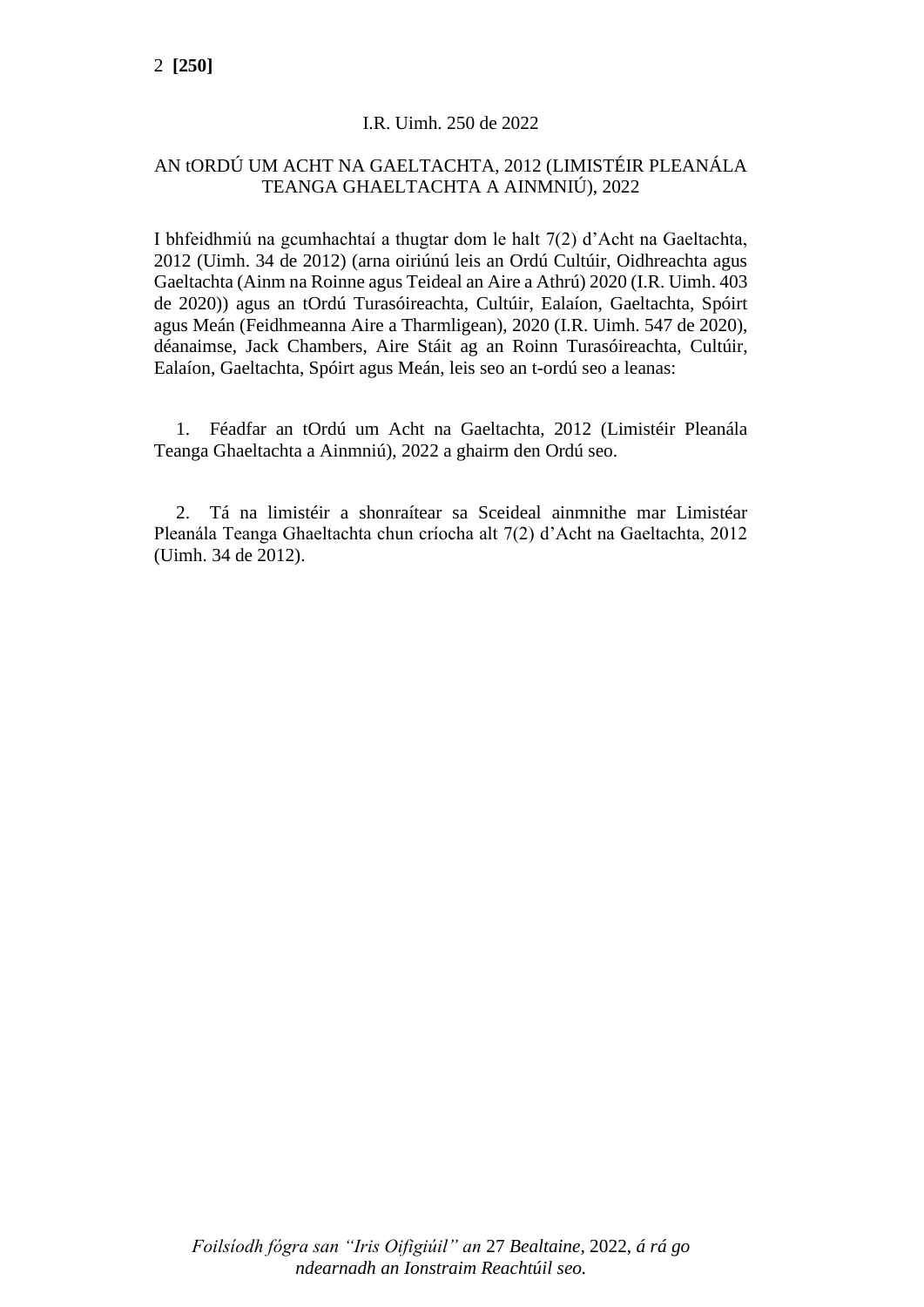I.R. Uimh. 250 de 2022

AN tORDÚ UM ACHT NA GAELTACHTA, 2012 (LIMISTÉIR PLEANÁLA TEANGA GHAELTACHTA A AINMNIÚ), 2022

I bhfeidhmiú na gcumhachtaí a thugtar dom le halt 7(2) d'Acht na Gaeltachta, 2012 (Uimh. 34 de 2012) (arna oiriúnú leis an Ordú Cultúir, Oidhreachta agus Gaeltachta (Ainm na Roinne agus Teideal an Aire a Athrú) 2020 (I.R. Uimh. 403 de 2020)) agus an tOrdú Turasóireachta, Cultúir, Ealaíon, Gaeltachta, Spóirt agus Meán (Feidhmeanna Aire a Tharmligean), 2020 (I.R. Uimh. 547 de 2020), déanaimse, Jack Chambers, Aire Stáit ag an Roinn Turasóireachta, Cultúir, Ealaíon, Gaeltachta, Spóirt agus Meán, leis seo an t-ordú seo a leanas:

1. Féadfar an tOrdú um Acht na Gaeltachta, 2012 (Limistéir Pleanála Teanga Ghaeltachta a Ainmniú), 2022 a ghairm den Ordú seo.

2. Tá na limistéir a shonraítear sa Sceideal ainmnithe mar Limistéar Pleanála Teanga Ghaeltachta chun críocha alt 7(2) d'Acht na Gaeltachta, 2012 (Uimh. 34 de 2012).

*Foilsíodh fógra san "Iris Oifigiúil" an* 27 *Bealtaine*, 2022, *á rá go ndearnadh an Ionstraim Reachtúil seo.*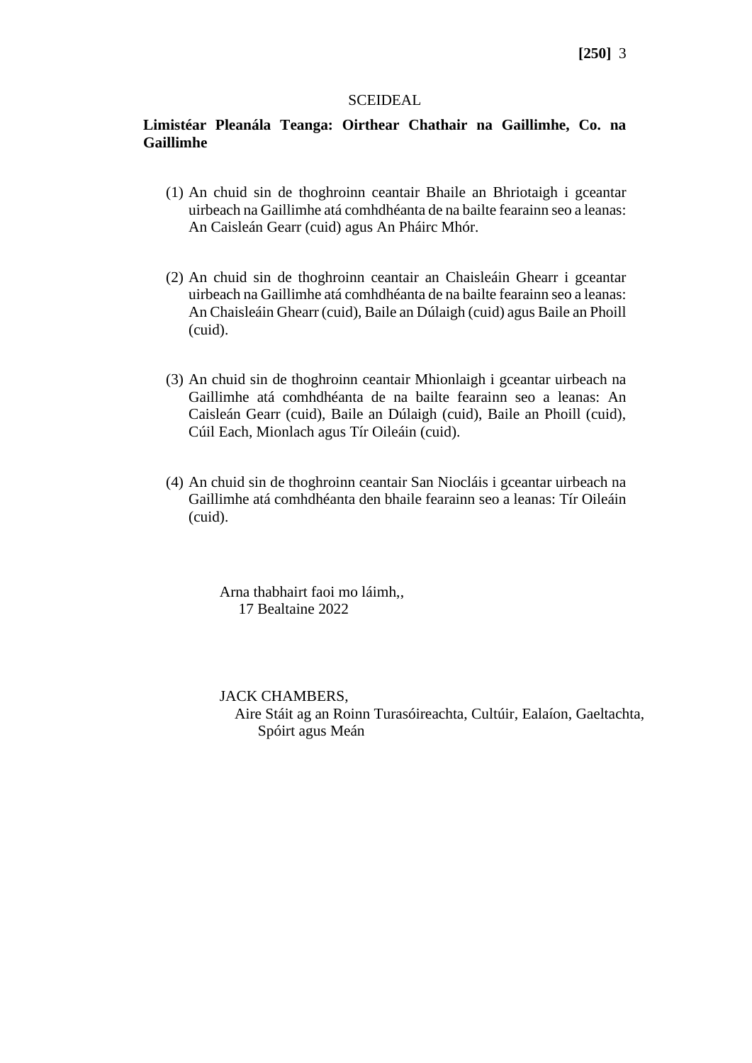SCEIDEAL

**Limistéar Pleanála Teanga: Oirthear Chathair na Gaillimhe, Co. na Gaillimhe**

(1) An chuid sin de thoghroinn ceantair Bhaile an Bhriotaigh i gceantar uirbeach na Gaillimhe atá comhdhéanta de na bailte fearainn seo a leanas: An Caisleán Gearr (cuid) agus An Pháirc Mhór.

(2) An chuid sin de thoghroinn ceantair an Chaisleáin Ghearr i gceantar uirbeach na Gaillimhe atá comhdhéanta de na bailte fearainn seo a leanas: An Chaisleáin Ghearr (cuid), Baile an Dúlaigh (cuid) agus Baile an Phoill (cuid).

(3) An chuid sin de thoghroinn ceantair Mhionlaigh i gceantar uirbeach na Gaillimhe atá comhdhéanta de na bailte fearainn seo a leanas: An Caisleán Gearr (cuid), Baile an Dúlaigh (cuid), Baile an Phoill (cuid), Cúil Each, Mionlach agus Tír Oileáin (cuid).

(4) An chuid sin de thoghroinn ceantair San Niocláis i gceantar uirbeach na Gaillimhe atá comhdhéanta den bhaile fearainn seo a leanas: Tír Oileáin (cuid).

Arna thabhairt faoi mo láimh,,
17 Bealtaine 2022

JACK CHAMBERS,
Aire Stáit ag an Roinn Turasóireachta, Cultúir, Ealaíon, Gaeltachta, Spóirt agus Meán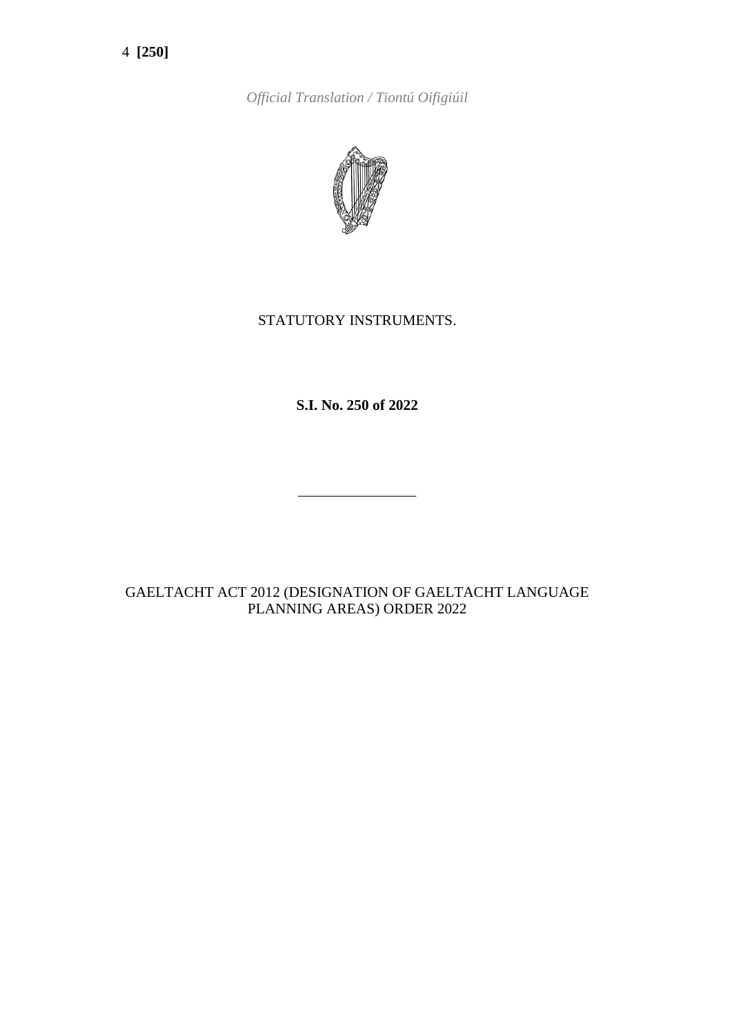*Official Translation / Tiontú Oifigiúil*

STATUTORY INSTRUMENTS.

**S.I. No. 250 of 2022**

---

GAELTACHT ACT 2012 (DESIGNATION OF GAELTACHT LANGUAGE PLANNING AREAS) ORDER 2022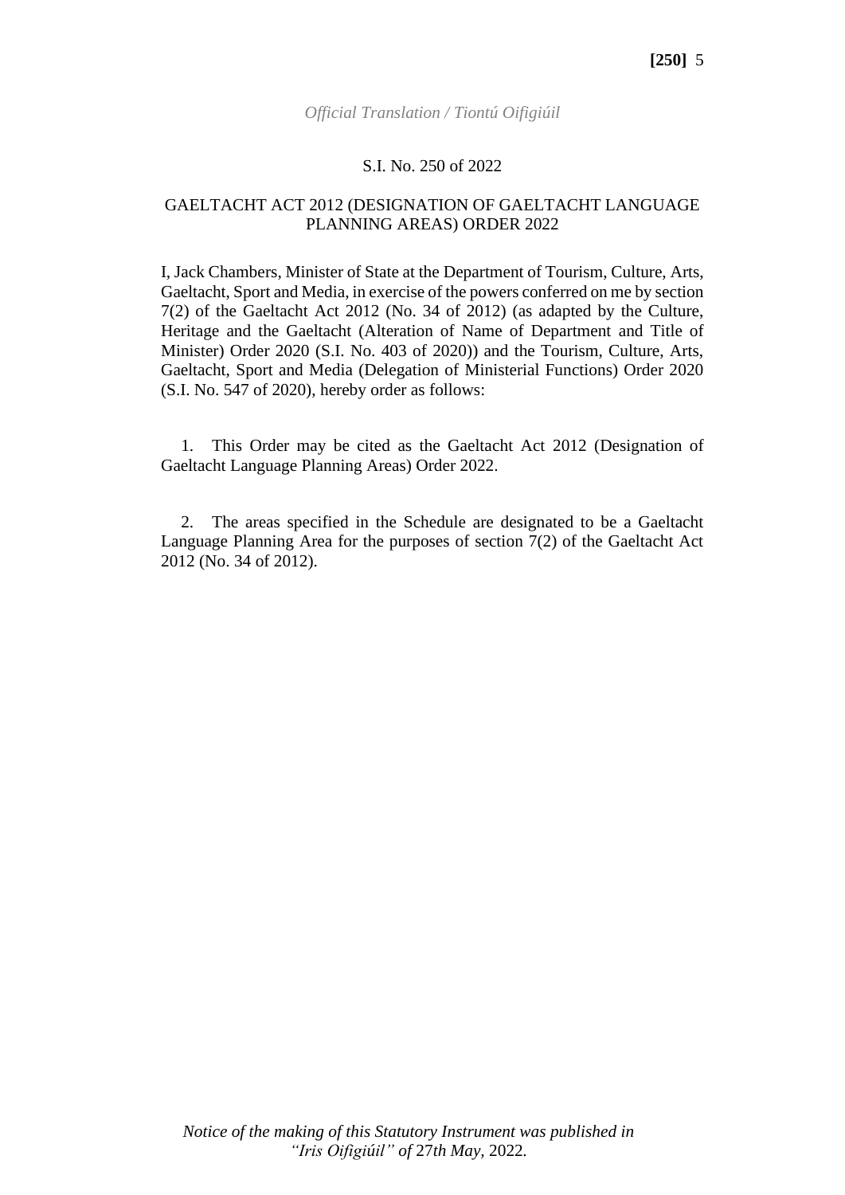*Official Translation / Tiontú Oifigiúil*

S.I. No. 250 of 2022

GAELTACHT ACT 2012 (DESIGNATION OF GAELTACHT LANGUAGE PLANNING AREAS) ORDER 2022

I, Jack Chambers, Minister of State at the Department of Tourism, Culture, Arts, Gaeltacht, Sport and Media, in exercise of the powers conferred on me by section 7(2) of the Gaeltacht Act 2012 (No. 34 of 2012) (as adapted by the Culture, Heritage and the Gaeltacht (Alteration of Name of Department and Title of Minister) Order 2020 (S.I. No. 403 of 2020)) and the Tourism, Culture, Arts, Gaeltacht, Sport and Media (Delegation of Ministerial Functions) Order 2020 (S.I. No. 547 of 2020), hereby order as follows:

1. This Order may be cited as the Gaeltacht Act 2012 (Designation of Gaeltacht Language Planning Areas) Order 2022.

2. The areas specified in the Schedule are designated to be a Gaeltacht Language Planning Area for the purposes of section 7(2) of the Gaeltacht Act 2012 (No. 34 of 2012).

*Notice of the making of this Statutory Instrument was published in "Iris Oifigiúil" of 27th May, 2022.*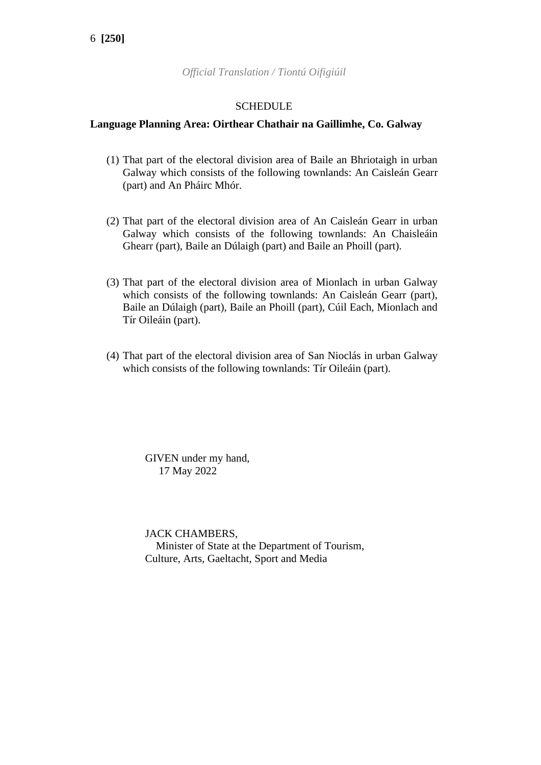*Official Translation / Tiontú Oifigiúil*

SCHEDULE

**Language Planning Area: Oirthear Chathair na Gaillimhe, Co. Galway**

(1) That part of the electoral division area of Baile an Bhriotaigh in urban Galway which consists of the following townlands: An Caisleán Gearr (part) and An Pháirc Mhór.

(2) That part of the electoral division area of An Caisleán Gearr in urban Galway which consists of the following townlands: An Chaisleáin Ghearr (part), Baile an Dúlaigh (part) and Baile an Phoill (part).

(3) That part of the electoral division area of Mionlach in urban Galway which consists of the following townlands: An Caisleán Gearr (part), Baile an Dúlaigh (part), Baile an Phoill (part), Cúil Each, Mionlach and Tír Oileáin (part).

(4) That part of the electoral division area of San Nioclás in urban Galway which consists of the following townlands: Tír Oileáin (part).

GIVEN under my hand,
17 May 2022

JACK CHAMBERS,
Minister of State at the Department of Tourism, Culture, Arts, Gaeltacht, Sport and Media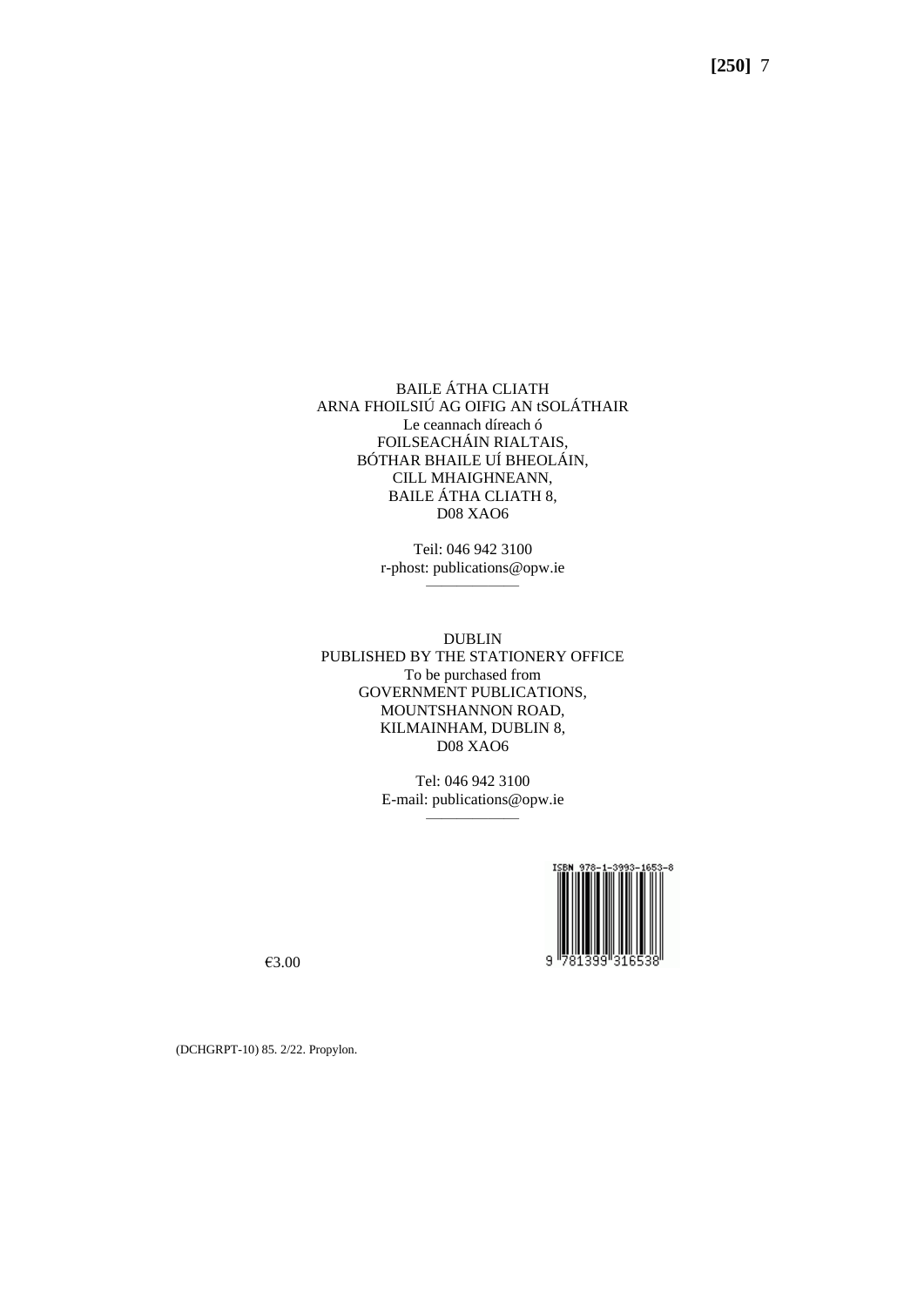BAILE ÁTHA CLIATH
ARNA FHOILSIÚ AG OIFIG AN tSOLÁTHAIR
Le ceannach díreach ó
FOILSEACHÁIN RIALTAIS,
BÓTHAR BHAILE UÍ BHEOLÁIN,
CILL MHAIGHNEANN,
BAILE ÁTHA CLIATH 8,
D08 XAO6

Teil: 046 942 3100
r-phost: publications@opw.ie

---

DUBLIN
PUBLISHED BY THE STATIONERY OFFICE
To be purchased from
GOVERNMENT PUBLICATIONS,
MOUNTSHANNON ROAD,
KILMAINHAM, DUBLIN 8,
D08 XAO6

Tel: 046 942 3100
E-mail: publications@opw.ie

---

ISBN 978-1-3993-1653-8

9 781399 316538

€3.00

(DCHGRPT-10) 85. 2/22. Propylon.